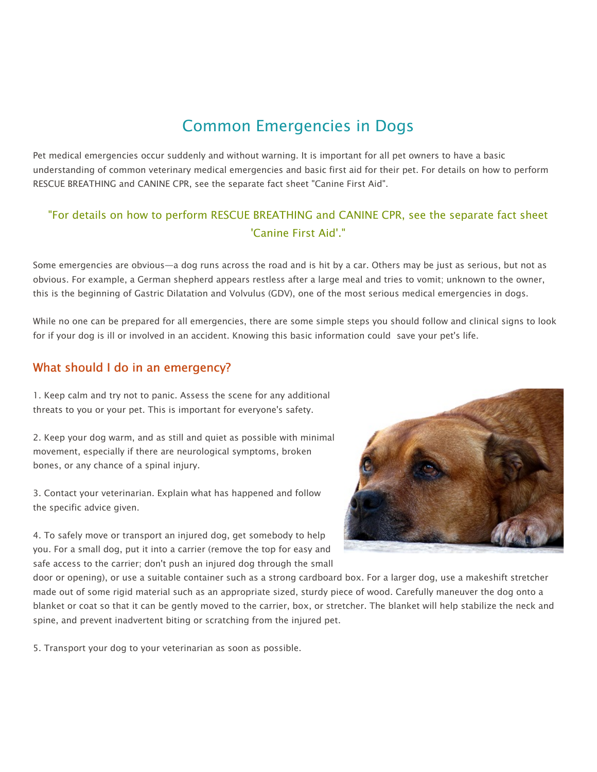# Common Emergencies in Dogs

Pet medical emergencies occur suddenly and without warning. It is important for all pet owners to have a basic understanding of common veterinary medical emergencies and basic first aid for their pet. For details on how to perform RESCUE BREATHING and CANINE CPR, see the separate fact sheet "Canine First Aid".

> "For details on how to perform RESCUE BREATHING and CANINE CPR, see the separate fact sheet 'Canine First Aid'."

Some emergencies are obvious—a dog runs across the road and is hit by a car. Others may be just as serious, but not as obvious. For example, a German shepherd appears restless after a large meal and tries to vomit; unknown to the owner, this is the beginning of Gastric Dilatation and Volvulus (GDV), one of the most serious medical emergencies in dogs.

While no one can be prepared for all emergencies, there are some simple steps you should follow and clinical signs to look for if your dog is ill or involved in an accident. Knowing this basic information could save your pet's life.

## What should I do in an emergency?

1. Keep calm and try not to panic. Assess the scene for any additional threats to you or your pet. This is important for everyone's safety.

2. Keep your dog warm, and as still and quiet as possible with minimal movement, especially if there are neurological symptoms, broken bones, or any chance of a spinal injury.

3. Contact your veterinarian. Explain what has happened and follow the specific advice given.

4. To safely move or transport an injured dog, get somebody to help you. For a small dog, put it into a carrier (remove the top for easy and safe access to the carrier; don't push an injured dog through the small door or opening), or use a suitable container such as a strong cardboard box. For a larger dog, use a makeshift stretcher made out of some rigid material such as an appropriate sized, sturdy piece of wood. Carefully maneuver the dog onto a blanket or coat so that it can be gently moved to the carrier, box, or stretcher. The blanket will help stabilize the neck and spine, and prevent inadvertent biting or scratching from the injured pet.

5. Transport your dog to your veterinarian as soon as possible.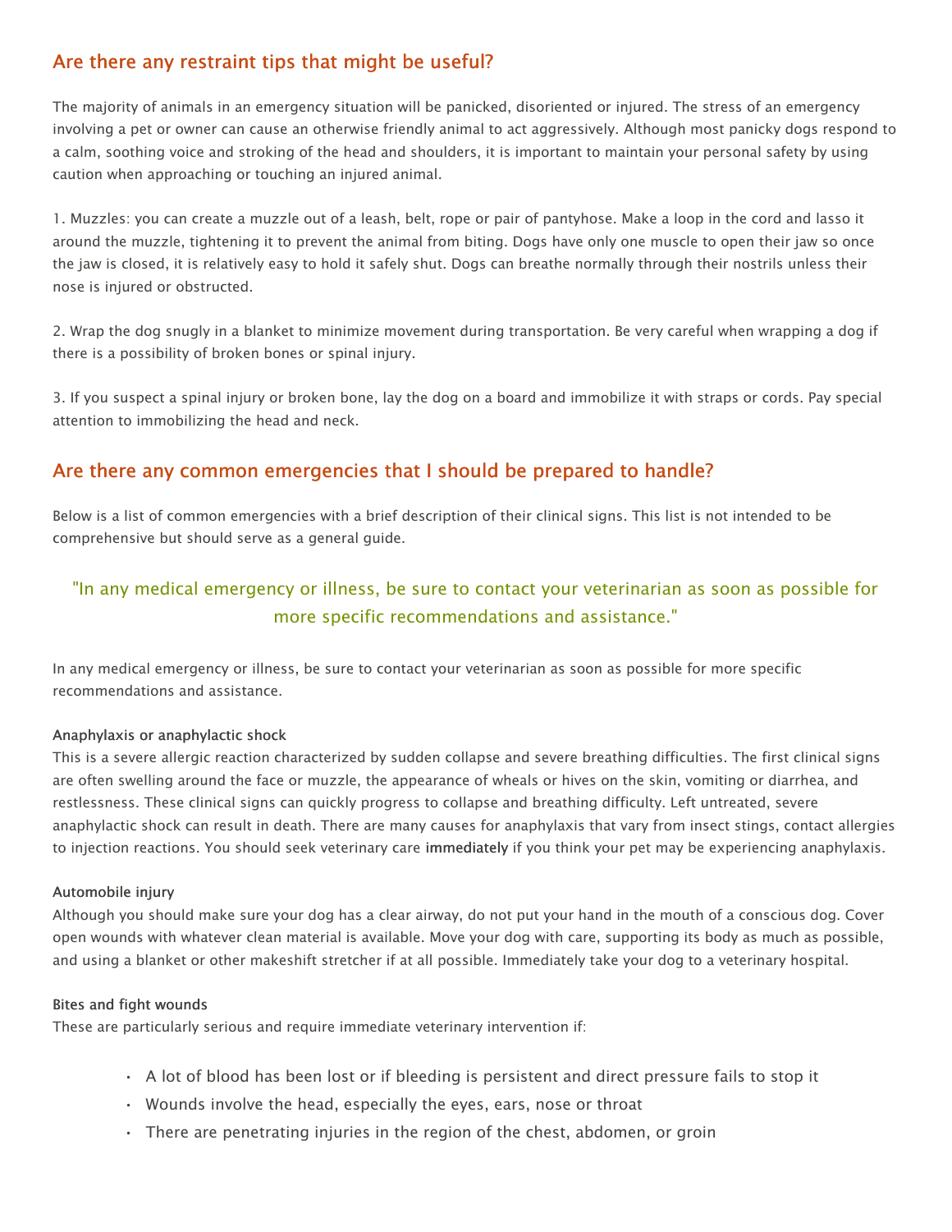## Are there any restraint tips that might be useful?

The majority of animals in an emergency situation will be panicked, disoriented or injured. The stress of an emergency involving a pet or owner can cause an otherwise friendly animal to act aggressively. Although most panicky dogs respond to a calm, soothing voice and stroking of the head and shoulders, it is important to maintain your personal safety by using caution when approaching or touching an injured animal.

1. Muzzles: you can create a muzzle out of a leash, belt, rope or pair of pantyhose. Make a loop in the cord and lasso it around the muzzle, tightening it to prevent the animal from biting. Dogs have only one muscle to open their jaw so once the jaw is closed, it is relatively easy to hold it safely shut. Dogs can breathe normally through their nostrils unless their nose is injured or obstructed.

2. Wrap the dog snugly in a blanket to minimize movement during transportation. Be very careful when wrapping a dog if there is a possibility of broken bones or spinal injury.

3. If you suspect a spinal injury or broken bone, lay the dog on a board and immobilize it with straps or cords. Pay special attention to immobilizing the head and neck.

## Are there any common emergencies that I should be prepared to handle?

Below is a list of common emergencies with a brief description of their clinical signs. This list is not intended to be comprehensive but should serve as a general guide.

> "In any medical emergency or illness, be sure to contact your veterinarian as soon as possible for more specific recommendations and assistance."

In any medical emergency or illness, be sure to contact your veterinarian as soon as possible for more specific recommendations and assistance.

### Anaphylaxis or anaphylactic shock

This is a severe allergic reaction characterized by sudden collapse and severe breathing difficulties. The first clinical signs are often swelling around the face or muzzle, the appearance of wheals or hives on the skin, vomiting or diarrhea, and restlessness. These clinical signs can quickly progress to collapse and breathing difficulty. Left untreated, severe anaphylactic shock can result in death. There are many causes for anaphylaxis that vary from insect stings, contact allergies to injection reactions. You should seek veterinary care **immediately** if you think your pet may be experiencing anaphylaxis.

### Automobile injury

Although you should make sure your dog has a clear airway, do not put your hand in the mouth of a conscious dog. Cover open wounds with whatever clean material is available. Move your dog with care, supporting its body as much as possible, and using a blanket or other makeshift stretcher if at all possible. Immediately take your dog to a veterinary hospital.

### Bites and fight wounds

These are particularly serious and require immediate veterinary intervention if:

- A lot of blood has been lost or if bleeding is persistent and direct pressure fails to stop it
- Wounds involve the head, especially the eyes, ears, nose or throat
- There are penetrating injuries in the region of the chest, abdomen, or groin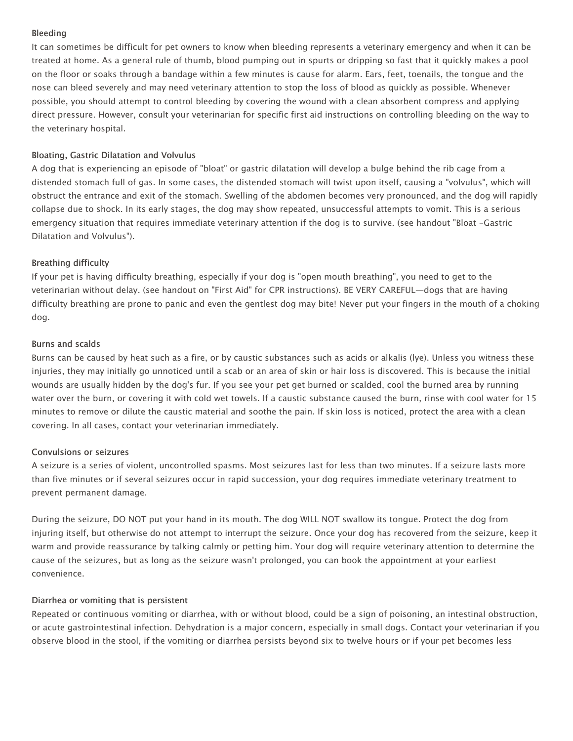### Bleeding

It can sometimes be difficult for pet owners to know when bleeding represents a veterinary emergency and when it can be treated at home. As a general rule of thumb, blood pumping out in spurts or dripping so fast that it quickly makes a pool on the floor or soaks through a bandage within a few minutes is cause for alarm. Ears, feet, toenails, the tongue and the nose can bleed severely and may need veterinary attention to stop the loss of blood as quickly as possible. Whenever possible, you should attempt to control bleeding by covering the wound with a clean absorbent compress and applying direct pressure. However, consult your veterinarian for specific first aid instructions on controlling bleeding on the way to the veterinary hospital.

### Bloating, Gastric Dilatation and Volvulus

A dog that is experiencing an episode of "bloat" or gastric dilatation will develop a bulge behind the rib cage from a distended stomach full of gas. In some cases, the distended stomach will twist upon itself, causing a "volvulus", which will obstruct the entrance and exit of the stomach. Swelling of the abdomen becomes very pronounced, and the dog will rapidly collapse due to shock. In its early stages, the dog may show repeated, unsuccessful attempts to vomit. This is a serious emergency situation that requires immediate veterinary attention if the dog is to survive. (see handout "Bloat -Gastric Dilatation and Volvulus").

### Breathing difficulty

If your pet is having difficulty breathing, especially if your dog is "open mouth breathing", you need to get to the veterinarian without delay. (see handout on "First Aid" for CPR instructions). BE VERY CAREFUL—dogs that are having difficulty breathing are prone to panic and even the gentlest dog may bite! Never put your fingers in the mouth of a choking dog.

### Burns and scalds

Burns can be caused by heat such as a fire, or by caustic substances such as acids or alkalis (lye). Unless you witness these injuries, they may initially go unnoticed until a scab or an area of skin or hair loss is discovered. This is because the initial wounds are usually hidden by the dog's fur. If you see your pet get burned or scalded, cool the burned area by running water over the burn, or covering it with cold wet towels. If a caustic substance caused the burn, rinse with cool water for 15 minutes to remove or dilute the caustic material and soothe the pain. If skin loss is noticed, protect the area with a clean covering. In all cases, contact your veterinarian immediately.

### Convulsions or seizures

A seizure is a series of violent, uncontrolled spasms. Most seizures last for less than two minutes. If a seizure lasts more than five minutes or if several seizures occur in rapid succession, your dog requires immediate veterinary treatment to prevent permanent damage.

During the seizure, DO NOT put your hand in its mouth. The dog WILL NOT swallow its tongue. Protect the dog from injuring itself, but otherwise do not attempt to interrupt the seizure. Once your dog has recovered from the seizure, keep it warm and provide reassurance by talking calmly or petting him. Your dog will require veterinary attention to determine the cause of the seizures, but as long as the seizure wasn't prolonged, you can book the appointment at your earliest convenience.

### Diarrhea or vomiting that is persistent

Repeated or continuous vomiting or diarrhea, with or without blood, could be a sign of poisoning, an intestinal obstruction, or acute gastrointestinal infection. Dehydration is a major concern, especially in small dogs. Contact your veterinarian if you observe blood in the stool, if the vomiting or diarrhea persists beyond six to twelve hours or if your pet becomes less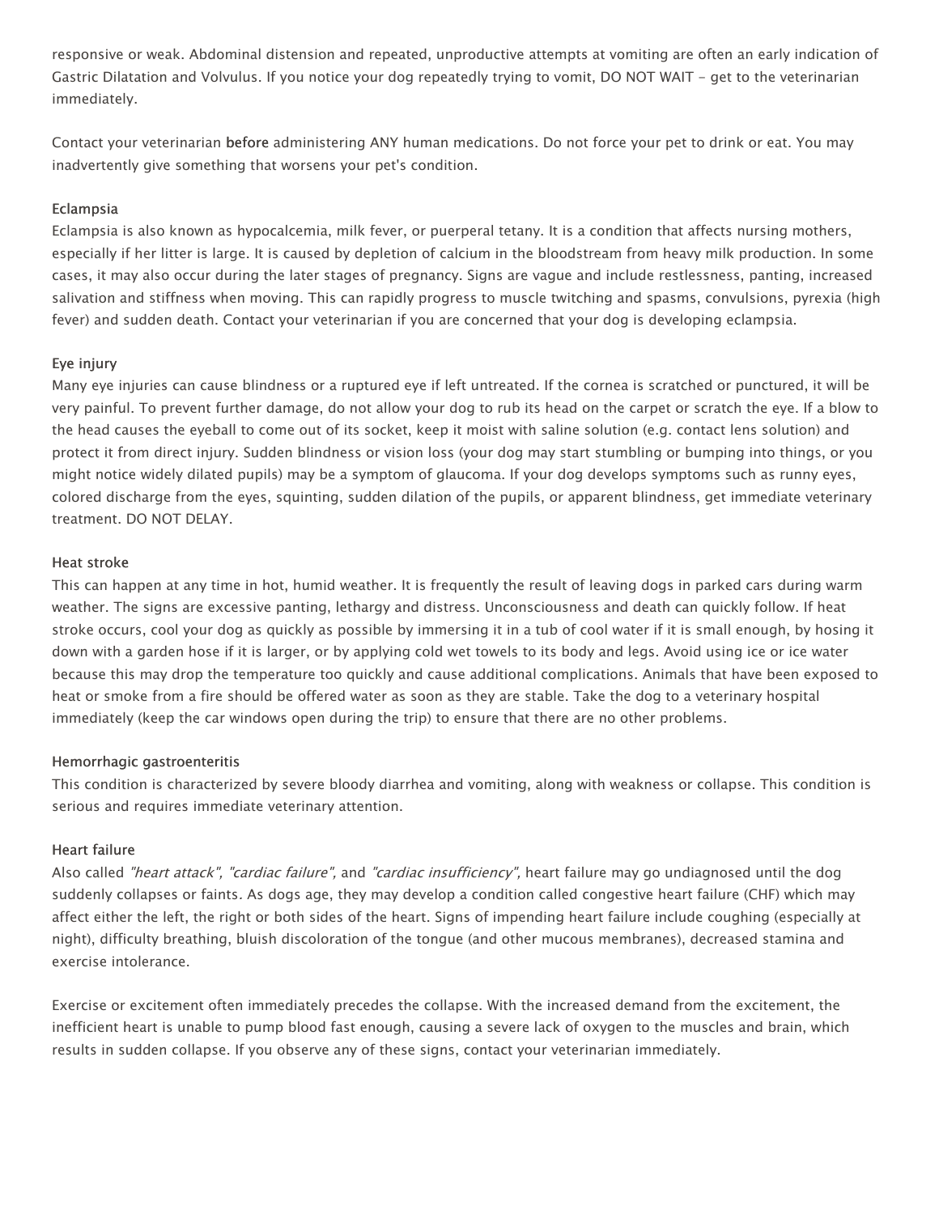responsive or weak. Abdominal distension and repeated, unproductive attempts at vomiting are often an early indication of Gastric Dilatation and Volvulus. If you notice your dog repeatedly trying to vomit, DO NOT WAIT - get to the veterinarian immediately.

Contact your veterinarian **before** administering ANY human medications. Do not force your pet to drink or eat. You may inadvertently give something that worsens your pet's condition.

### Eclampsia

Eclampsia is also known as hypocalcemia, milk fever, or puerperal tetany. It is a condition that affects nursing mothers, especially if her litter is large. It is caused by depletion of calcium in the bloodstream from heavy milk production. In some cases, it may also occur during the later stages of pregnancy. Signs are vague and include restlessness, panting, increased salivation and stiffness when moving. This can rapidly progress to muscle twitching and spasms, convulsions, pyrexia (high fever) and sudden death. Contact your veterinarian if you are concerned that your dog is developing eclampsia.

### Eye injury

Many eye injuries can cause blindness or a ruptured eye if left untreated. If the cornea is scratched or punctured, it will be very painful. To prevent further damage, do not allow your dog to rub its head on the carpet or scratch the eye. If a blow to the head causes the eyeball to come out of its socket, keep it moist with saline solution (e.g. contact lens solution) and protect it from direct injury. Sudden blindness or vision loss (your dog may start stumbling or bumping into things, or you might notice widely dilated pupils) may be a symptom of glaucoma. If your dog develops symptoms such as runny eyes, colored discharge from the eyes, squinting, sudden dilation of the pupils, or apparent blindness, get immediate veterinary treatment. DO NOT DELAY.

### Heat stroke

This can happen at any time in hot, humid weather. It is frequently the result of leaving dogs in parked cars during warm weather. The signs are excessive panting, lethargy and distress. Unconsciousness and death can quickly follow. If heat stroke occurs, cool your dog as quickly as possible by immersing it in a tub of cool water if it is small enough, by hosing it down with a garden hose if it is larger, or by applying cold wet towels to its body and legs. Avoid using ice or ice water because this may drop the temperature too quickly and cause additional complications. Animals that have been exposed to heat or smoke from a fire should be offered water as soon as they are stable. Take the dog to a veterinary hospital immediately (keep the car windows open during the trip) to ensure that there are no other problems.

### Hemorrhagic gastroenteritis

This condition is characterized by severe bloody diarrhea and vomiting, along with weakness or collapse. This condition is serious and requires immediate veterinary attention.

### Heart failure

Also called *"heart attack", "cardiac failure",* and *"cardiac insufficiency",* heart failure may go undiagnosed until the dog suddenly collapses or faints. As dogs age, they may develop a condition called congestive heart failure (CHF) which may affect either the left, the right or both sides of the heart. Signs of impending heart failure include coughing (especially at night), difficulty breathing, bluish discoloration of the tongue (and other mucous membranes), decreased stamina and exercise intolerance.

Exercise or excitement often immediately precedes the collapse. With the increased demand from the excitement, the inefficient heart is unable to pump blood fast enough, causing a severe lack of oxygen to the muscles and brain, which results in sudden collapse. If you observe any of these signs, contact your veterinarian immediately.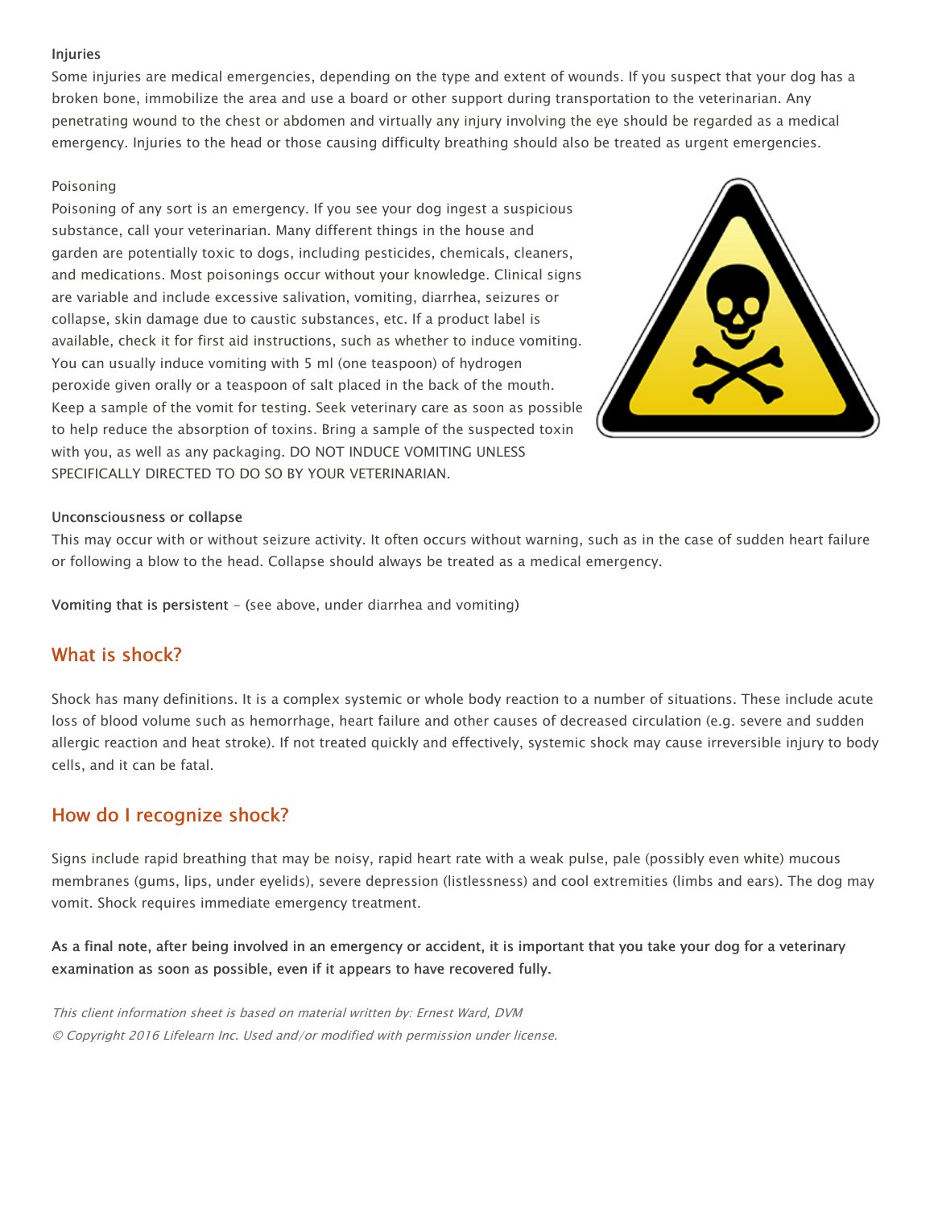**Injuries**

Some injuries are medical emergencies, depending on the type and extent of wounds. If you suspect that your dog has a broken bone, immobilize the area and use a board or other support during transportation to the veterinarian. Any penetrating wound to the chest or abdomen and virtually any injury involving the eye should be regarded as a medical emergency. Injuries to the head or those causing difficulty breathing should also be treated as urgent emergencies.

Poisoning

Poisoning of any sort is an emergency. If you see your dog ingest a suspicious substance, call your veterinarian. Many different things in the house and garden are potentially toxic to dogs, including pesticides, chemicals, cleaners, and medications. Most poisonings occur without your knowledge. Clinical signs are variable and include excessive salivation, vomiting, diarrhea, seizures or collapse, skin damage due to caustic substances, etc. If a product label is available, check it for first aid instructions, such as whether to induce vomiting. You can usually induce vomiting with 5 ml (one teaspoon) of hydrogen peroxide given orally or a teaspoon of salt placed in the back of the mouth. Keep a sample of the vomit for testing. Seek veterinary care as soon as possible to help reduce the absorption of toxins. Bring a sample of the suspected toxin with you, as well as any packaging. DO NOT INDUCE VOMITING UNLESS SPECIFICALLY DIRECTED TO DO SO BY YOUR VETERINARIAN.

**Unconsciousness or collapse**

This may occur with or without seizure activity. It often occurs without warning, such as in the case of sudden heart failure or following a blow to the head. Collapse should always be treated as a medical emergency.

**Vomiting that is persistent** – (see above, under diarrhea and vomiting)

## What is shock?

Shock has many definitions. It is a complex systemic or whole body reaction to a number of situations. These include acute loss of blood volume such as hemorrhage, heart failure and other causes of decreased circulation (e.g. severe and sudden allergic reaction and heat stroke). If not treated quickly and effectively, systemic shock may cause irreversible injury to body cells, and it can be fatal.

## How do I recognize shock?

Signs include rapid breathing that may be noisy, rapid heart rate with a weak pulse, pale (possibly even white) mucous membranes (gums, lips, under eyelids), severe depression (listlessness) and cool extremities (limbs and ears). The dog may vomit. Shock requires immediate emergency treatment.

**As a final note, after being involved in an emergency or accident, it is important that you take your dog for a veterinary examination as soon as possible, even if it appears to have recovered fully.**

*This client information sheet is based on material written by: Ernest Ward, DVM*

*© Copyright 2016 Lifelearn Inc. Used and/or modified with permission under license.*